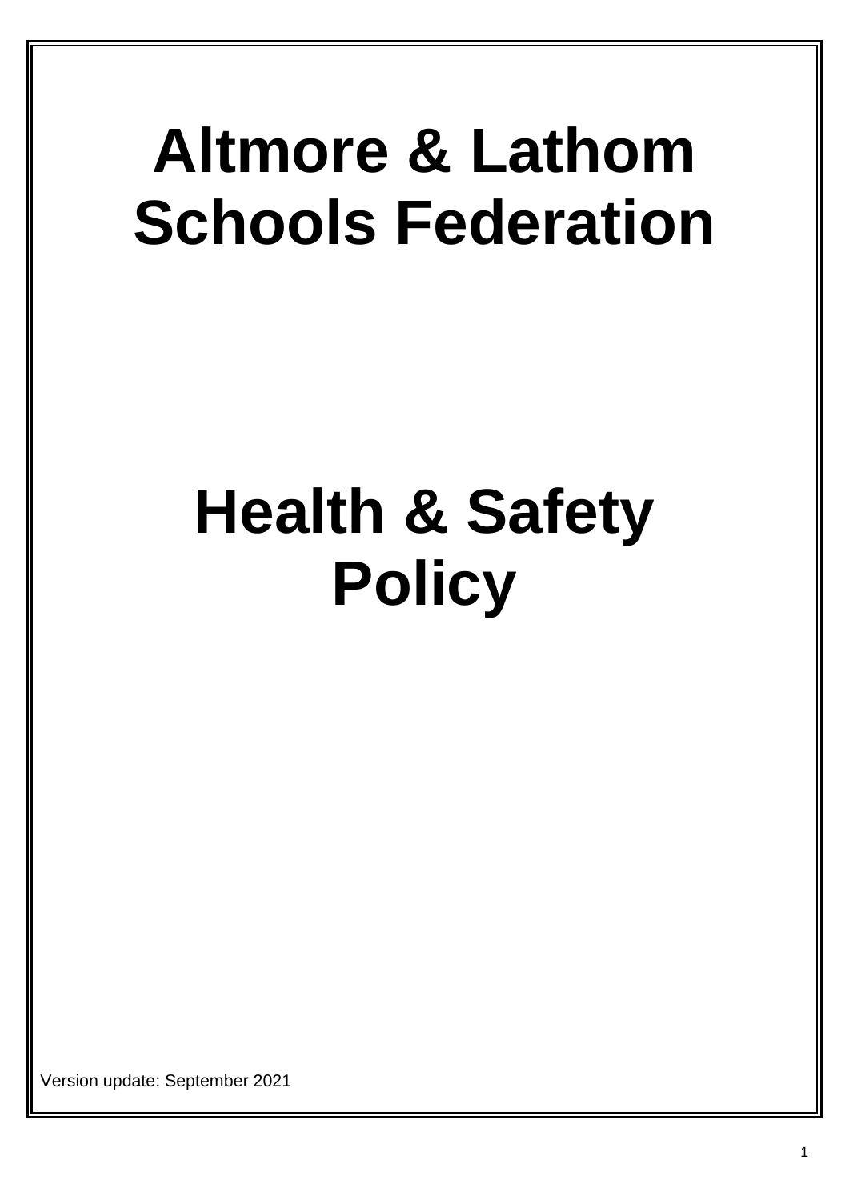# Altmore & Lathom Schools Federation

# Health & Safety Policy

Version update: September 2021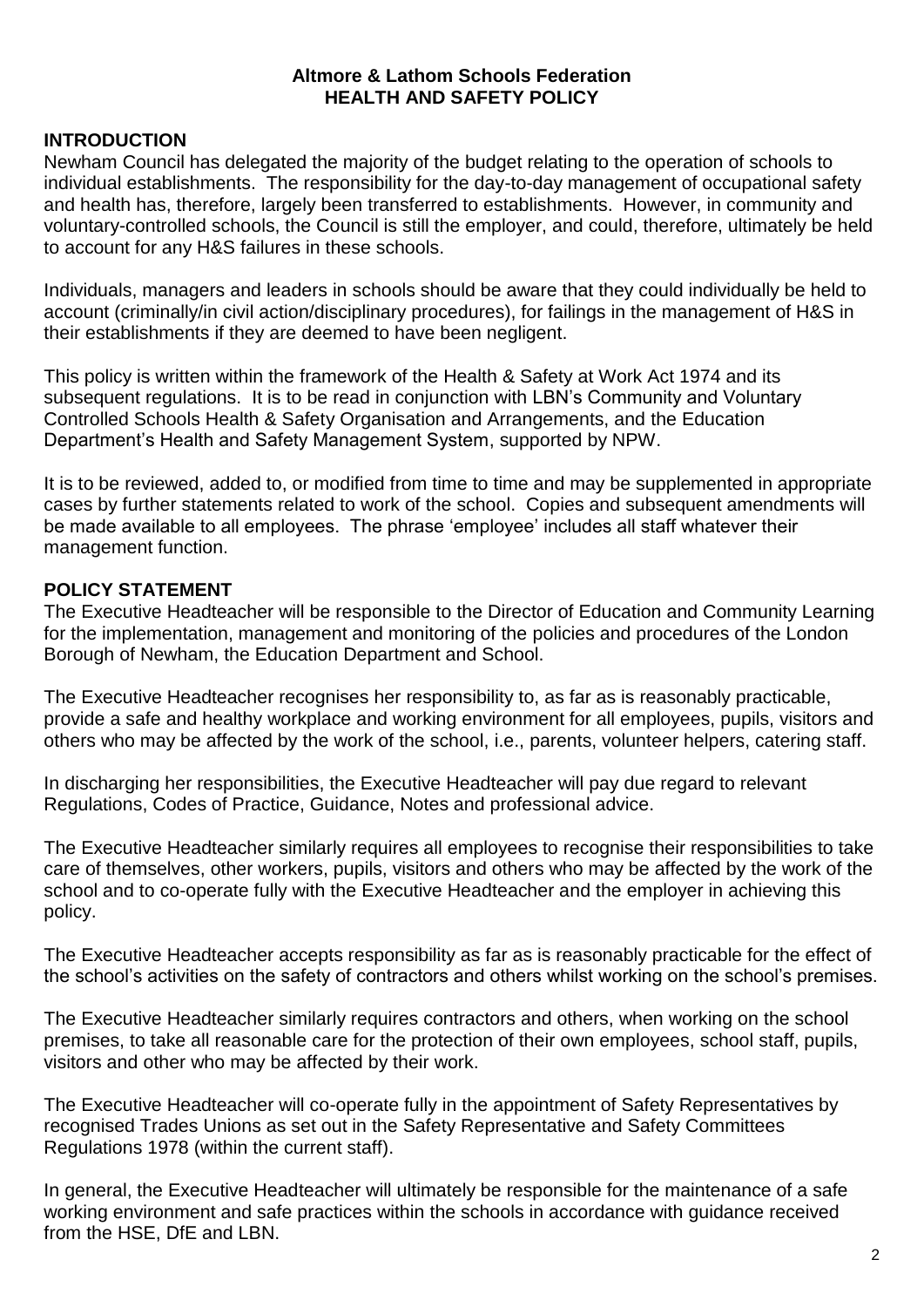**Altmore & Lathom Schools Federation**
**HEALTH AND SAFETY POLICY**

## INTRODUCTION

Newham Council has delegated the majority of the budget relating to the operation of schools to individual establishments. The responsibility for the day-to-day management of occupational safety and health has, therefore, largely been transferred to establishments. However, in community and voluntary-controlled schools, the Council is still the employer, and could, therefore, ultimately be held to account for any H&S failures in these schools.

Individuals, managers and leaders in schools should be aware that they could individually be held to account (criminally/in civil action/disciplinary procedures), for failings in the management of H&S in their establishments if they are deemed to have been negligent.

This policy is written within the framework of the Health & Safety at Work Act 1974 and its subsequent regulations. It is to be read in conjunction with LBN's Community and Voluntary Controlled Schools Health & Safety Organisation and Arrangements, and the Education Department's Health and Safety Management System, supported by NPW.

It is to be reviewed, added to, or modified from time to time and may be supplemented in appropriate cases by further statements related to work of the school. Copies and subsequent amendments will be made available to all employees. The phrase 'employee' includes all staff whatever their management function.

## POLICY STATEMENT

The Executive Headteacher will be responsible to the Director of Education and Community Learning for the implementation, management and monitoring of the policies and procedures of the London Borough of Newham, the Education Department and School.

The Executive Headteacher recognises her responsibility to, as far as is reasonably practicable, provide a safe and healthy workplace and working environment for all employees, pupils, visitors and others who may be affected by the work of the school, i.e., parents, volunteer helpers, catering staff.

In discharging her responsibilities, the Executive Headteacher will pay due regard to relevant Regulations, Codes of Practice, Guidance, Notes and professional advice.

The Executive Headteacher similarly requires all employees to recognise their responsibilities to take care of themselves, other workers, pupils, visitors and others who may be affected by the work of the school and to co-operate fully with the Executive Headteacher and the employer in achieving this policy.

The Executive Headteacher accepts responsibility as far as is reasonably practicable for the effect of the school's activities on the safety of contractors and others whilst working on the school's premises.

The Executive Headteacher similarly requires contractors and others, when working on the school premises, to take all reasonable care for the protection of their own employees, school staff, pupils, visitors and other who may be affected by their work.

The Executive Headteacher will co-operate fully in the appointment of Safety Representatives by recognised Trades Unions as set out in the Safety Representative and Safety Committees Regulations 1978 (within the current staff).

In general, the Executive Headteacher will ultimately be responsible for the maintenance of a safe working environment and safe practices within the schools in accordance with guidance received from the HSE, DfE and LBN.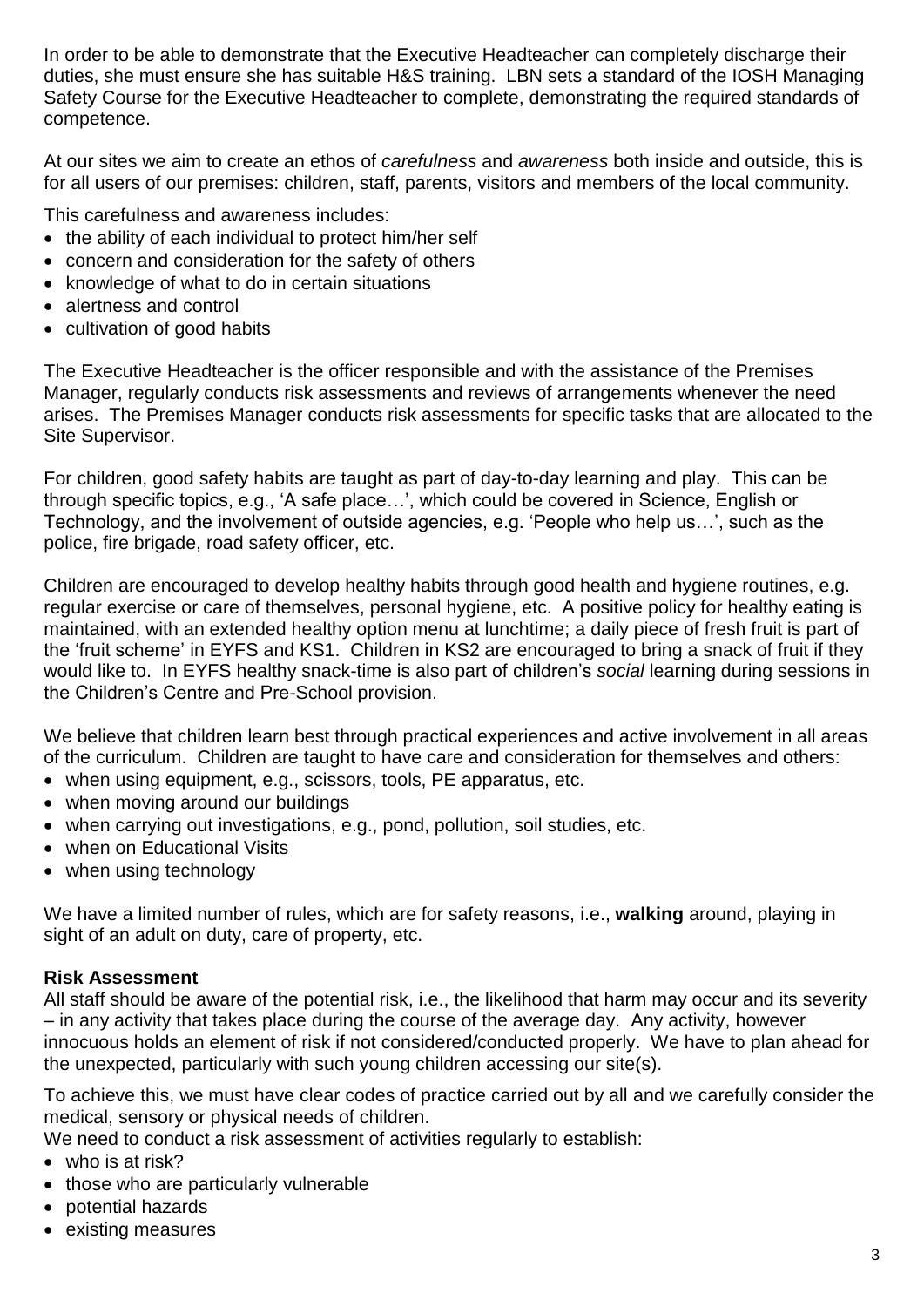In order to be able to demonstrate that the Executive Headteacher can completely discharge their duties, she must ensure she has suitable H&S training. LBN sets a standard of the IOSH Managing Safety Course for the Executive Headteacher to complete, demonstrating the required standards of competence.

At our sites we aim to create an ethos of *carefulness* and *awareness* both inside and outside, this is for all users of our premises: children, staff, parents, visitors and members of the local community.

This carefulness and awareness includes:

- the ability of each individual to protect him/her self
- concern and consideration for the safety of others
- knowledge of what to do in certain situations
- alertness and control
- cultivation of good habits

The Executive Headteacher is the officer responsible and with the assistance of the Premises Manager, regularly conducts risk assessments and reviews of arrangements whenever the need arises. The Premises Manager conducts risk assessments for specific tasks that are allocated to the Site Supervisor.

For children, good safety habits are taught as part of day-to-day learning and play. This can be through specific topics, e.g., 'A safe place…', which could be covered in Science, English or Technology, and the involvement of outside agencies, e.g. 'People who help us…', such as the police, fire brigade, road safety officer, etc.

Children are encouraged to develop healthy habits through good health and hygiene routines, e.g. regular exercise or care of themselves, personal hygiene, etc. A positive policy for healthy eating is maintained, with an extended healthy option menu at lunchtime; a daily piece of fresh fruit is part of the 'fruit scheme' in EYFS and KS1. Children in KS2 are encouraged to bring a snack of fruit if they would like to. In EYFS healthy snack-time is also part of children's *social* learning during sessions in the Children's Centre and Pre-School provision.

We believe that children learn best through practical experiences and active involvement in all areas of the curriculum. Children are taught to have care and consideration for themselves and others:

- when using equipment, e.g., scissors, tools, PE apparatus, etc.
- when moving around our buildings
- when carrying out investigations, e.g., pond, pollution, soil studies, etc.
- when on Educational Visits
- when using technology

We have a limited number of rules, which are for safety reasons, i.e., **walking** around, playing in sight of an adult on duty, care of property, etc.

**Risk Assessment**

All staff should be aware of the potential risk, i.e., the likelihood that harm may occur and its severity – in any activity that takes place during the course of the average day. Any activity, however innocuous holds an element of risk if not considered/conducted properly. We have to plan ahead for the unexpected, particularly with such young children accessing our site(s).

To achieve this, we must have clear codes of practice carried out by all and we carefully consider the medical, sensory or physical needs of children.

We need to conduct a risk assessment of activities regularly to establish:

- who is at risk?
- those who are particularly vulnerable
- potential hazards
- existing measures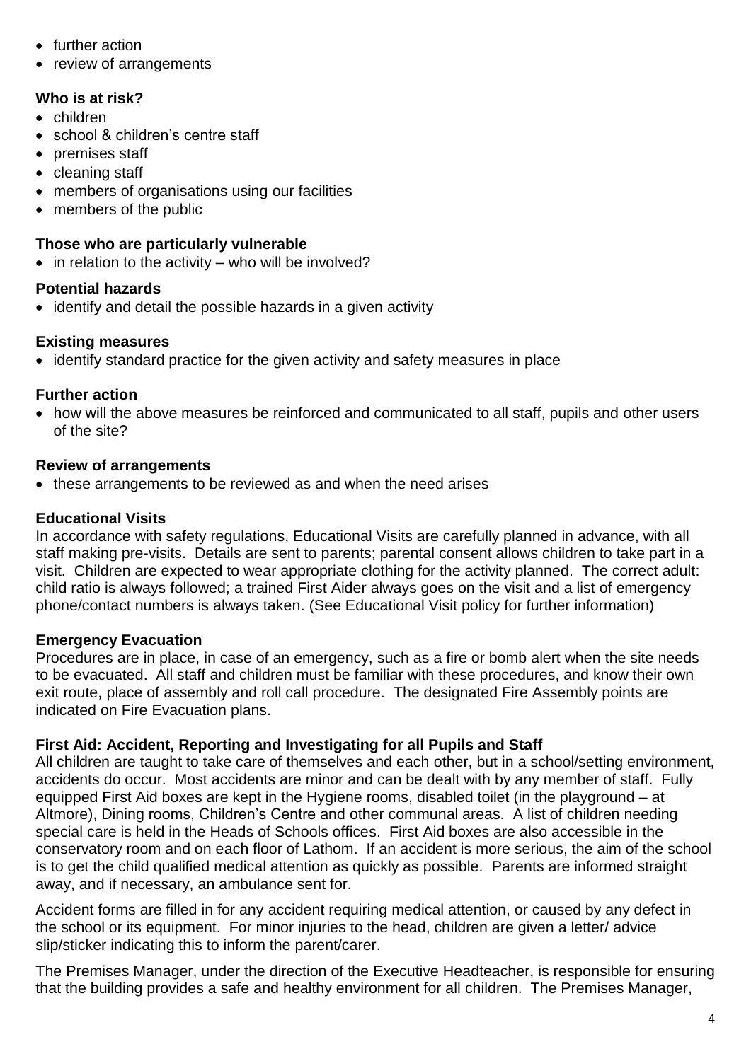- further action
- review of arrangements

### Who is at risk?

- children
- school & children's centre staff
- premises staff
- cleaning staff
- members of organisations using our facilities
- members of the public

### Those who are particularly vulnerable

- in relation to the activity – who will be involved?

### Potential hazards

- identify and detail the possible hazards in a given activity

### Existing measures

- identify standard practice for the given activity and safety measures in place

### Further action

- how will the above measures be reinforced and communicated to all staff, pupils and other users of the site?

### Review of arrangements

- these arrangements to be reviewed as and when the need arises

### Educational Visits

In accordance with safety regulations, Educational Visits are carefully planned in advance, with all staff making pre-visits. Details are sent to parents; parental consent allows children to take part in a visit. Children are expected to wear appropriate clothing for the activity planned. The correct adult: child ratio is always followed; a trained First Aider always goes on the visit and a list of emergency phone/contact numbers is always taken. (See Educational Visit policy for further information)

### Emergency Evacuation

Procedures are in place, in case of an emergency, such as a fire or bomb alert when the site needs to be evacuated. All staff and children must be familiar with these procedures, and know their own exit route, place of assembly and roll call procedure. The designated Fire Assembly points are indicated on Fire Evacuation plans.

### First Aid: Accident, Reporting and Investigating for all Pupils and Staff

All children are taught to take care of themselves and each other, but in a school/setting environment, accidents do occur. Most accidents are minor and can be dealt with by any member of staff. Fully equipped First Aid boxes are kept in the Hygiene rooms, disabled toilet (in the playground – at Altmore), Dining rooms, Children's Centre and other communal areas. A list of children needing special care is held in the Heads of Schools offices. First Aid boxes are also accessible in the conservatory room and on each floor of Lathom. If an accident is more serious, the aim of the school is to get the child qualified medical attention as quickly as possible. Parents are informed straight away, and if necessary, an ambulance sent for.

Accident forms are filled in for any accident requiring medical attention, or caused by any defect in the school or its equipment. For minor injuries to the head, children are given a letter/ advice slip/sticker indicating this to inform the parent/carer.

The Premises Manager, under the direction of the Executive Headteacher, is responsible for ensuring that the building provides a safe and healthy environment for all children. The Premises Manager,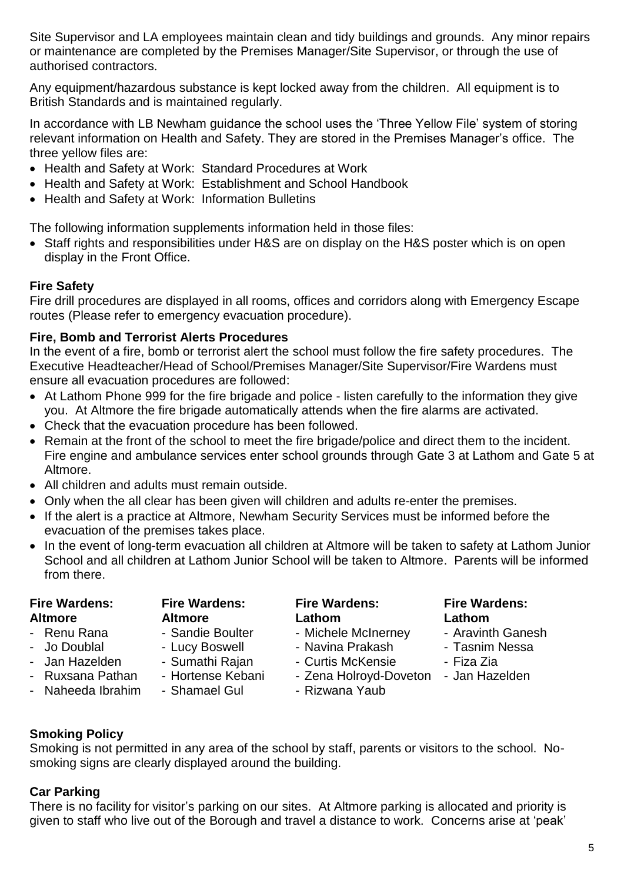Site Supervisor and LA employees maintain clean and tidy buildings and grounds. Any minor repairs or maintenance are completed by the Premises Manager/Site Supervisor, or through the use of authorised contractors.

Any equipment/hazardous substance is kept locked away from the children. All equipment is to British Standards and is maintained regularly.

In accordance with LB Newham guidance the school uses the 'Three Yellow File' system of storing relevant information on Health and Safety. They are stored in the Premises Manager's office. The three yellow files are:

- Health and Safety at Work: Standard Procedures at Work
- Health and Safety at Work: Establishment and School Handbook
- Health and Safety at Work: Information Bulletins

The following information supplements information held in those files:

- Staff rights and responsibilities under H&S are on display on the H&S poster which is on open display in the Front Office.

**Fire Safety**

Fire drill procedures are displayed in all rooms, offices and corridors along with Emergency Escape routes (Please refer to emergency evacuation procedure).

**Fire, Bomb and Terrorist Alerts Procedures**

In the event of a fire, bomb or terrorist alert the school must follow the fire safety procedures. The Executive Headteacher/Head of School/Premises Manager/Site Supervisor/Fire Wardens must ensure all evacuation procedures are followed:

- At Lathom Phone 999 for the fire brigade and police - listen carefully to the information they give you. At Altmore the fire brigade automatically attends when the fire alarms are activated.
- Check that the evacuation procedure has been followed.
- Remain at the front of the school to meet the fire brigade/police and direct them to the incident. Fire engine and ambulance services enter school grounds through Gate 3 at Lathom and Gate 5 at Altmore.
- All children and adults must remain outside.
- Only when the all clear has been given will children and adults re-enter the premises.
- If the alert is a practice at Altmore, Newham Security Services must be informed before the evacuation of the premises takes place.
- In the event of long-term evacuation all children at Altmore will be taken to safety at Lathom Junior School and all children at Lathom Junior School will be taken to Altmore. Parents will be informed from there.

**Fire Wardens: Altmore**

- Renu Rana
- Jo Doublal
- Jan Hazelden
- Ruxsana Pathan
- Naheeda Ibrahim

**Fire Wardens: Altmore**

- Sandie Boulter
- Lucy Boswell
- Sumathi Rajan
- Hortense Kebani
- Shamael Gul

**Fire Wardens: Lathom**

- Michele McInerney
- Navina Prakash
- Curtis McKensie
- Zena Holroyd-Doveton
- Rizwana Yaub

**Fire Wardens: Lathom**

- Aravinth Ganesh
- Tasnim Nessa
- Fiza Zia
- Jan Hazelden

**Smoking Policy**

Smoking is not permitted in any area of the school by staff, parents or visitors to the school. No-smoking signs are clearly displayed around the building.

**Car Parking**

There is no facility for visitor's parking on our sites. At Altmore parking is allocated and priority is given to staff who live out of the Borough and travel a distance to work. Concerns arise at 'peak'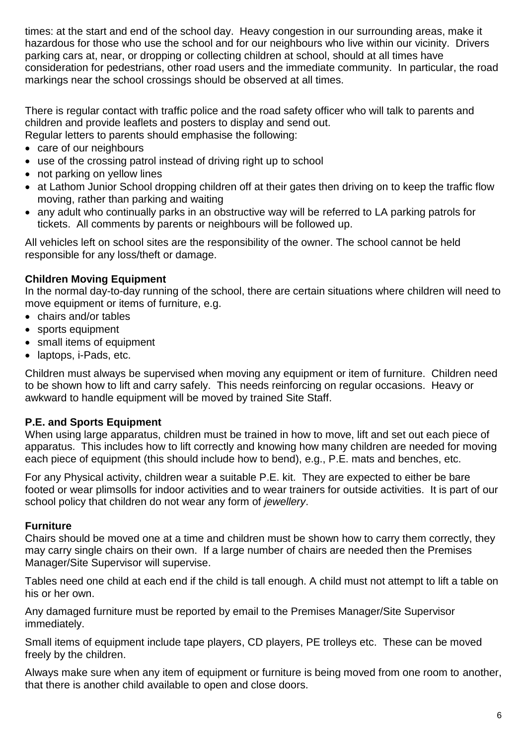times: at the start and end of the school day. Heavy congestion in our surrounding areas, make it hazardous for those who use the school and for our neighbours who live within our vicinity. Drivers parking cars at, near, or dropping or collecting children at school, should at all times have consideration for pedestrians, other road users and the immediate community. In particular, the road markings near the school crossings should be observed at all times.

There is regular contact with traffic police and the road safety officer who will talk to parents and children and provide leaflets and posters to display and send out.
Regular letters to parents should emphasise the following:

- care of our neighbours
- use of the crossing patrol instead of driving right up to school
- not parking on yellow lines
- at Lathom Junior School dropping children off at their gates then driving on to keep the traffic flow moving, rather than parking and waiting
- any adult who continually parks in an obstructive way will be referred to LA parking patrols for tickets. All comments by parents or neighbours will be followed up.

All vehicles left on school sites are the responsibility of the owner. The school cannot be held responsible for any loss/theft or damage.

**Children Moving Equipment**
In the normal day-to-day running of the school, there are certain situations where children will need to move equipment or items of furniture, e.g.

- chairs and/or tables
- sports equipment
- small items of equipment
- laptops, i-Pads, etc.

Children must always be supervised when moving any equipment or item of furniture. Children need to be shown how to lift and carry safely. This needs reinforcing on regular occasions. Heavy or awkward to handle equipment will be moved by trained Site Staff.

**P.E. and Sports Equipment**
When using large apparatus, children must be trained in how to move, lift and set out each piece of apparatus. This includes how to lift correctly and knowing how many children are needed for moving each piece of equipment (this should include how to bend), e.g., P.E. mats and benches, etc.

For any Physical activity, children wear a suitable P.E. kit. They are expected to either be bare footed or wear plimsolls for indoor activities and to wear trainers for outside activities. It is part of our school policy that children do not wear any form of *jewellery*.

**Furniture**
Chairs should be moved one at a time and children must be shown how to carry them correctly, they may carry single chairs on their own. If a large number of chairs are needed then the Premises Manager/Site Supervisor will supervise.

Tables need one child at each end if the child is tall enough. A child must not attempt to lift a table on his or her own.

Any damaged furniture must be reported by email to the Premises Manager/Site Supervisor immediately.

Small items of equipment include tape players, CD players, PE trolleys etc. These can be moved freely by the children.

Always make sure when any item of equipment or furniture is being moved from one room to another, that there is another child available to open and close doors.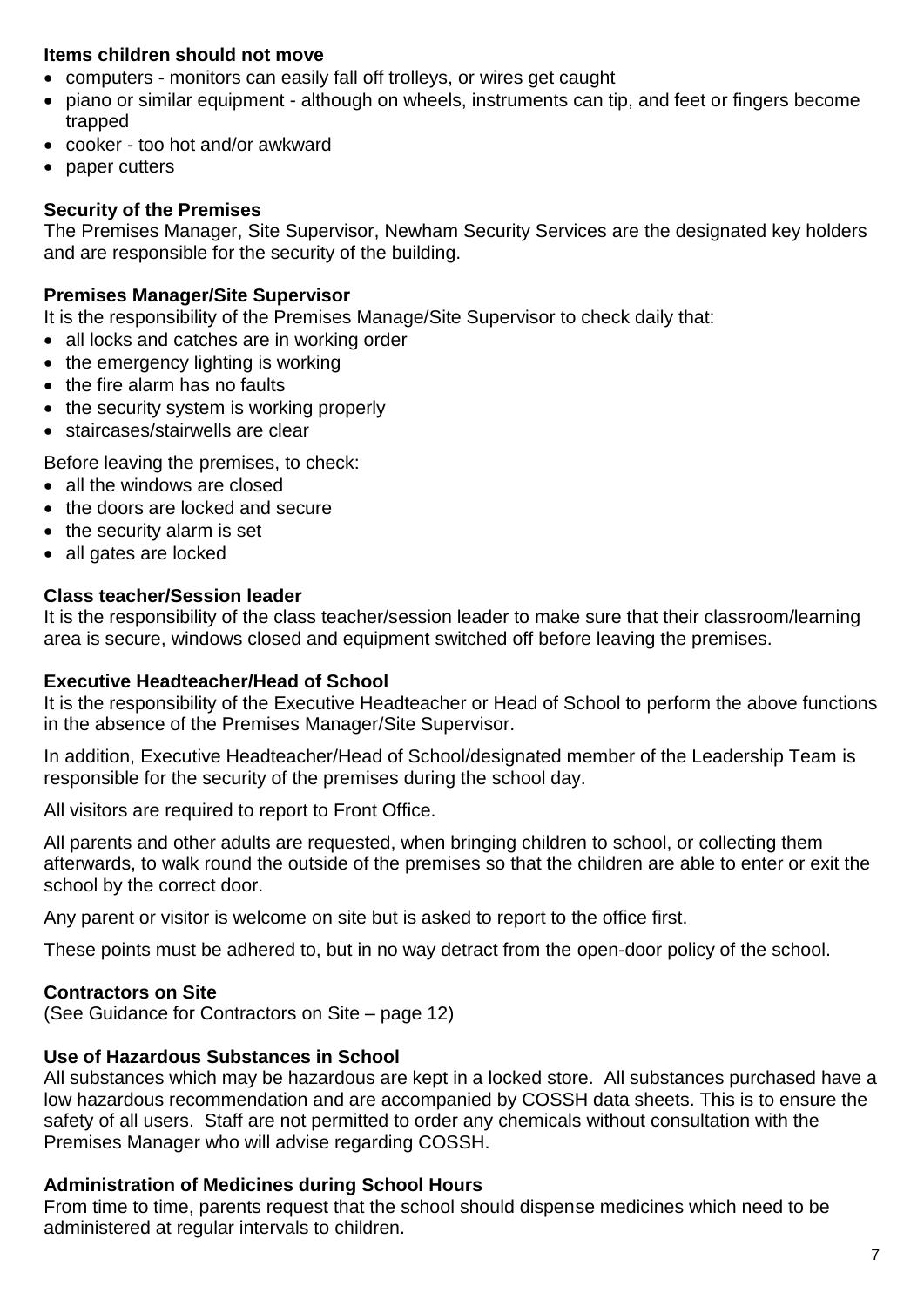**Items children should not move**

- computers - monitors can easily fall off trolleys, or wires get caught
- piano or similar equipment - although on wheels, instruments can tip, and feet or fingers become trapped
- cooker - too hot and/or awkward
- paper cutters

**Security of the Premises**

The Premises Manager, Site Supervisor, Newham Security Services are the designated key holders and are responsible for the security of the building.

**Premises Manager/Site Supervisor**

It is the responsibility of the Premises Manage/Site Supervisor to check daily that:

- all locks and catches are in working order
- the emergency lighting is working
- the fire alarm has no faults
- the security system is working properly
- staircases/stairwells are clear

Before leaving the premises, to check:

- all the windows are closed
- the doors are locked and secure
- the security alarm is set
- all gates are locked

**Class teacher/Session leader**

It is the responsibility of the class teacher/session leader to make sure that their classroom/learning area is secure, windows closed and equipment switched off before leaving the premises.

**Executive Headteacher/Head of School**

It is the responsibility of the Executive Headteacher or Head of School to perform the above functions in the absence of the Premises Manager/Site Supervisor.

In addition, Executive Headteacher/Head of School/designated member of the Leadership Team is responsible for the security of the premises during the school day.

All visitors are required to report to Front Office.

All parents and other adults are requested, when bringing children to school, or collecting them afterwards, to walk round the outside of the premises so that the children are able to enter or exit the school by the correct door.

Any parent or visitor is welcome on site but is asked to report to the office first.

These points must be adhered to, but in no way detract from the open-door policy of the school.

**Contractors on Site**

(See Guidance for Contractors on Site – page 12)

**Use of Hazardous Substances in School**

All substances which may be hazardous are kept in a locked store. All substances purchased have a low hazardous recommendation and are accompanied by COSSH data sheets. This is to ensure the safety of all users. Staff are not permitted to order any chemicals without consultation with the Premises Manager who will advise regarding COSSH.

**Administration of Medicines during School Hours**

From time to time, parents request that the school should dispense medicines which need to be administered at regular intervals to children.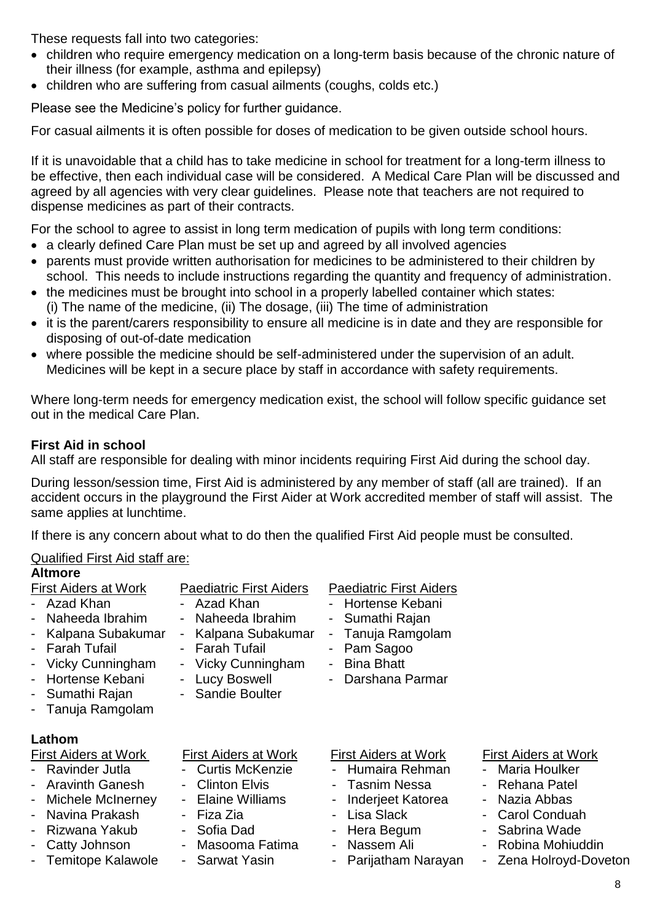These requests fall into two categories:

- children who require emergency medication on a long-term basis because of the chronic nature of their illness (for example, asthma and epilepsy)
- children who are suffering from casual ailments (coughs, colds etc.)

Please see the Medicine's policy for further guidance.

For casual ailments it is often possible for doses of medication to be given outside school hours.

If it is unavoidable that a child has to take medicine in school for treatment for a long-term illness to be effective, then each individual case will be considered. A Medical Care Plan will be discussed and agreed by all agencies with very clear guidelines. Please note that teachers are not required to dispense medicines as part of their contracts.

For the school to agree to assist in long term medication of pupils with long term conditions:

- a clearly defined Care Plan must be set up and agreed by all involved agencies
- parents must provide written authorisation for medicines to be administered to their children by school. This needs to include instructions regarding the quantity and frequency of administration.
- the medicines must be brought into school in a properly labelled container which states: (i) The name of the medicine, (ii) The dosage, (iii) The time of administration
- it is the parent/carers responsibility to ensure all medicine is in date and they are responsible for disposing of out-of-date medication
- where possible the medicine should be self-administered under the supervision of an adult. Medicines will be kept in a secure place by staff in accordance with safety requirements.

Where long-term needs for emergency medication exist, the school will follow specific guidance set out in the medical Care Plan.

**First Aid in school**

All staff are responsible for dealing with minor incidents requiring First Aid during the school day.

During lesson/session time, First Aid is administered by any member of staff (all are trained). If an accident occurs in the playground the First Aider at Work accredited member of staff will assist. The same applies at lunchtime.

If there is any concern about what to do then the qualified First Aid people must be consulted.

Qualified First Aid staff are:

**Altmore**

First Aiders at Work

- Azad Khan
- Naheeda Ibrahim
- Kalpana Subakumar
- Farah Tufail
- Vicky Cunningham
- Hortense Kebani
- Sumathi Rajan
- Tanuja Ramgolam

Paediatric First Aiders

- Azad Khan
- Naheeda Ibrahim
- Kalpana Subakumar
- Farah Tufail
- Vicky Cunningham
- Lucy Boswell
- Sandie Boulter

Paediatric First Aiders

- Hortense Kebani
- Sumathi Rajan
- Tanuja Ramgolam
- Pam Sagoo
- Bina Bhatt
- Darshana Parmar

**Lathom**

First Aiders at Work

- Ravinder Jutla
- Aravinth Ganesh
- Michele McInerney
- Navina Prakash
- Rizwana Yakub
- Catty Johnson
- Temitope Kalawole

First Aiders at Work

- Curtis McKenzie
- Clinton Elvis
- Elaine Williams
- Fiza Zia
- Sofia Dad
- Masooma Fatima
- Sarwat Yasin

First Aiders at Work

- Humaira Rehman
- Tasnim Nessa
- Inderjeet Katorea
- Lisa Slack
- Hera Begum
- Nassem Ali
- Parijatham Narayan

First Aiders at Work

- Maria Houlker
- Rehana Patel
- Nazia Abbas
- Carol Conduah
- Sabrina Wade
- Robina Mohiuddin
- Zena Holroyd-Doveton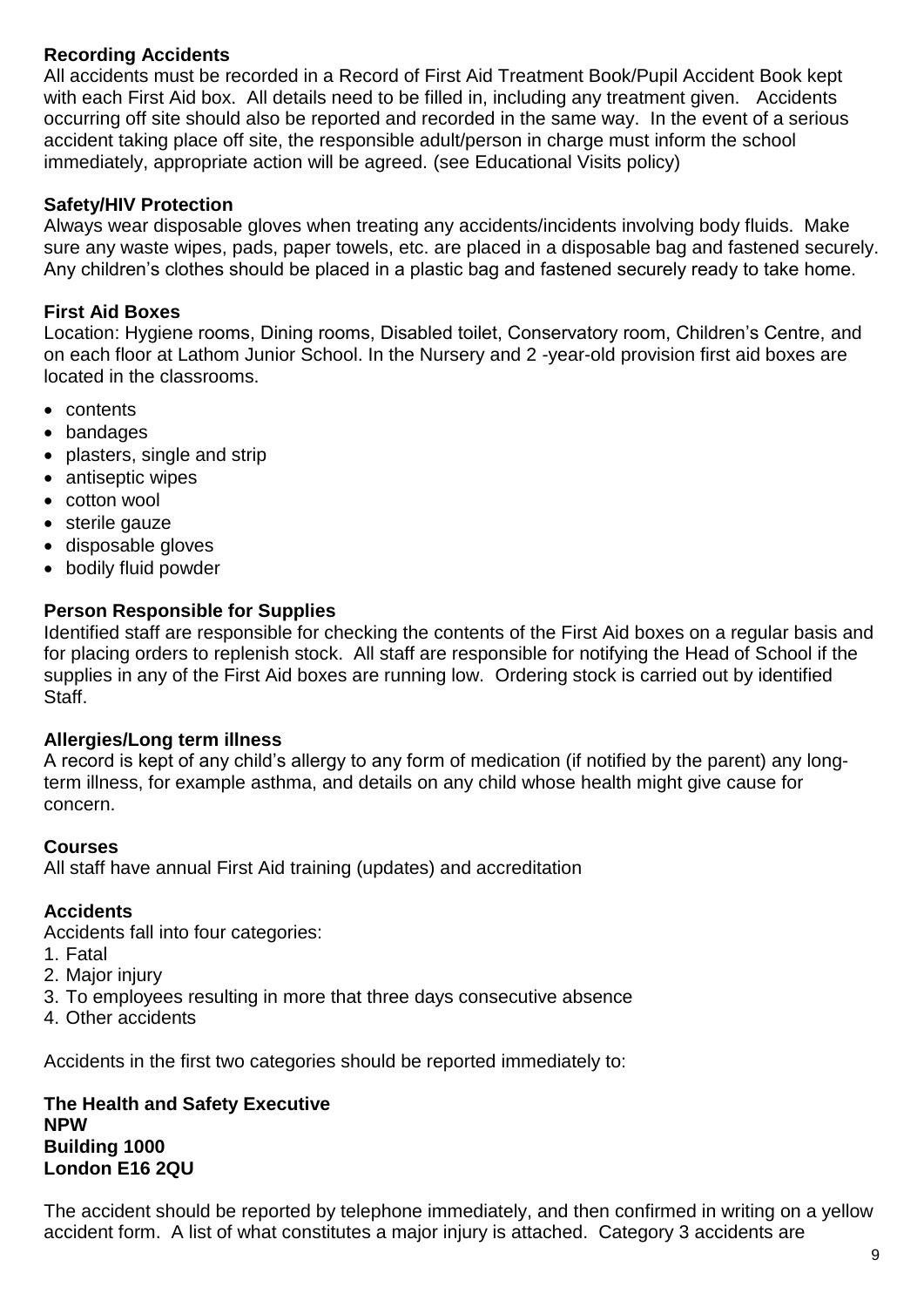**Recording Accidents**

All accidents must be recorded in a Record of First Aid Treatment Book/Pupil Accident Book kept with each First Aid box. All details need to be filled in, including any treatment given. Accidents occurring off site should also be reported and recorded in the same way. In the event of a serious accident taking place off site, the responsible adult/person in charge must inform the school immediately, appropriate action will be agreed. (see Educational Visits policy)

**Safety/HIV Protection**

Always wear disposable gloves when treating any accidents/incidents involving body fluids. Make sure any waste wipes, pads, paper towels, etc. are placed in a disposable bag and fastened securely. Any children's clothes should be placed in a plastic bag and fastened securely ready to take home.

**First Aid Boxes**

Location: Hygiene rooms, Dining rooms, Disabled toilet, Conservatory room, Children's Centre, and on each floor at Lathom Junior School. In the Nursery and 2 -year-old provision first aid boxes are located in the classrooms.

- contents
- bandages
- plasters, single and strip
- antiseptic wipes
- cotton wool
- sterile gauze
- disposable gloves
- bodily fluid powder

**Person Responsible for Supplies**

Identified staff are responsible for checking the contents of the First Aid boxes on a regular basis and for placing orders to replenish stock. All staff are responsible for notifying the Head of School if the supplies in any of the First Aid boxes are running low. Ordering stock is carried out by identified Staff.

**Allergies/Long term illness**

A record is kept of any child's allergy to any form of medication (if notified by the parent) any long-term illness, for example asthma, and details on any child whose health might give cause for concern.

**Courses**

All staff have annual First Aid training (updates) and accreditation

**Accidents**

Accidents fall into four categories:

1. Fatal
2. Major injury
3. To employees resulting in more that three days consecutive absence
4. Other accidents

Accidents in the first two categories should be reported immediately to:

**The Health and Safety Executive**
**NPW**
**Building 1000**
**London E16 2QU**

The accident should be reported by telephone immediately, and then confirmed in writing on a yellow accident form. A list of what constitutes a major injury is attached. Category 3 accidents are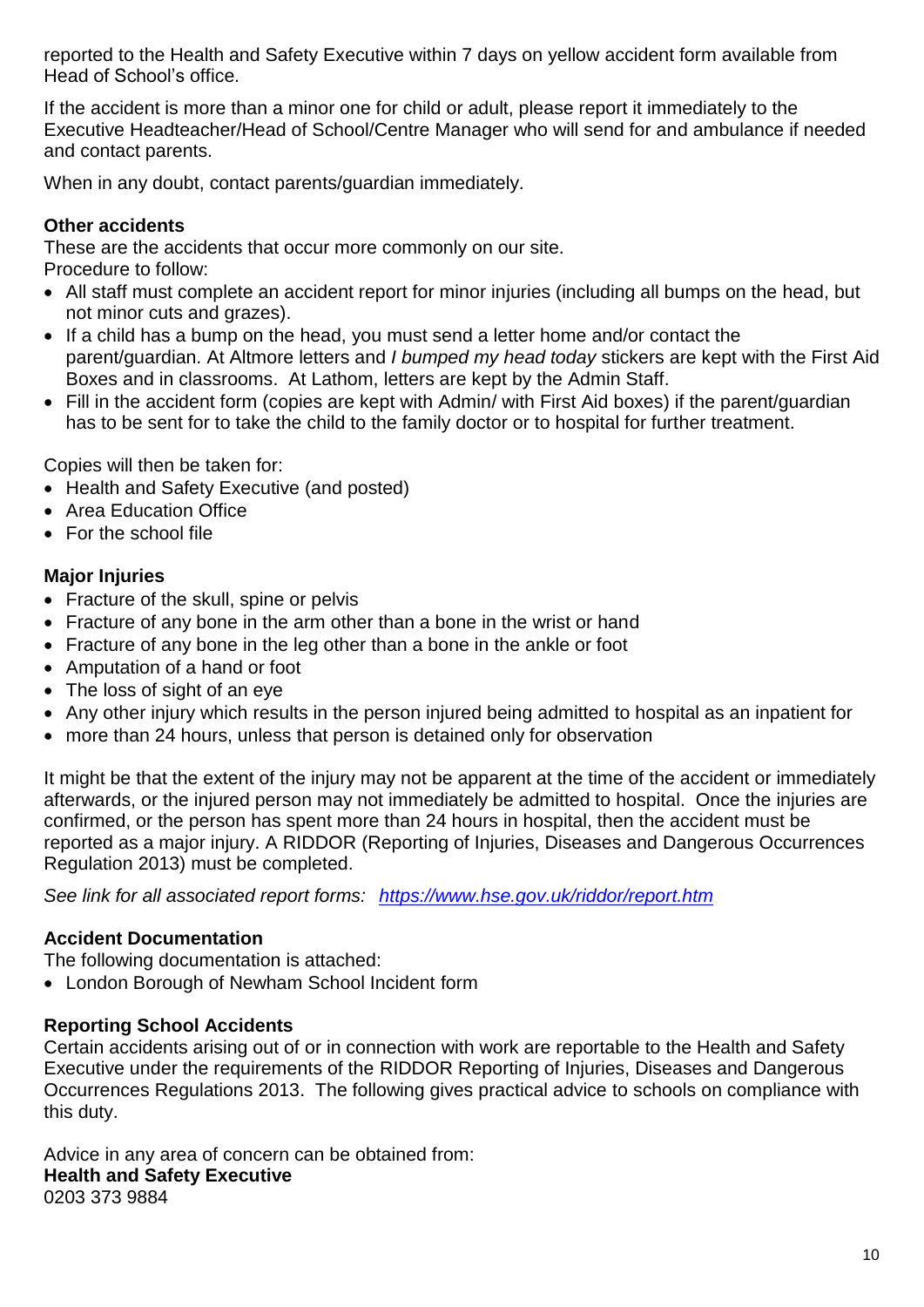reported to the Health and Safety Executive within 7 days on yellow accident form available from Head of School's office.

If the accident is more than a minor one for child or adult, please report it immediately to the Executive Headteacher/Head of School/Centre Manager who will send for and ambulance if needed and contact parents.

When in any doubt, contact parents/guardian immediately.

**Other accidents**
These are the accidents that occur more commonly on our site.
Procedure to follow:

- All staff must complete an accident report for minor injuries (including all bumps on the head, but not minor cuts and grazes).
- If a child has a bump on the head, you must send a letter home and/or contact the parent/guardian. At Altmore letters and *I bumped my head today* stickers are kept with the First Aid Boxes and in classrooms. At Lathom, letters are kept by the Admin Staff.
- Fill in the accident form (copies are kept with Admin/ with First Aid boxes) if the parent/guardian has to be sent for to take the child to the family doctor or to hospital for further treatment.

Copies will then be taken for:

- Health and Safety Executive (and posted)
- Area Education Office
- For the school file

**Major Injuries**

- Fracture of the skull, spine or pelvis
- Fracture of any bone in the arm other than a bone in the wrist or hand
- Fracture of any bone in the leg other than a bone in the ankle or foot
- Amputation of a hand or foot
- The loss of sight of an eye
- Any other injury which results in the person injured being admitted to hospital as an inpatient for
- more than 24 hours, unless that person is detained only for observation

It might be that the extent of the injury may not be apparent at the time of the accident or immediately afterwards, or the injured person may not immediately be admitted to hospital. Once the injuries are confirmed, or the person has spent more than 24 hours in hospital, then the accident must be reported as a major injury. A RIDDOR (Reporting of Injuries, Diseases and Dangerous Occurrences Regulation 2013) must be completed.

*See link for all associated report forms: [https://www.hse.gov.uk/riddor/report.htm](https://www.hse.gov.uk/riddor/report.htm)*

**Accident Documentation**
The following documentation is attached:

- London Borough of Newham School Incident form

**Reporting School Accidents**
Certain accidents arising out of or in connection with work are reportable to the Health and Safety Executive under the requirements of the RIDDOR Reporting of Injuries, Diseases and Dangerous Occurrences Regulations 2013. The following gives practical advice to schools on compliance with this duty.

Advice in any area of concern can be obtained from:
**Health and Safety Executive**
0203 373 9884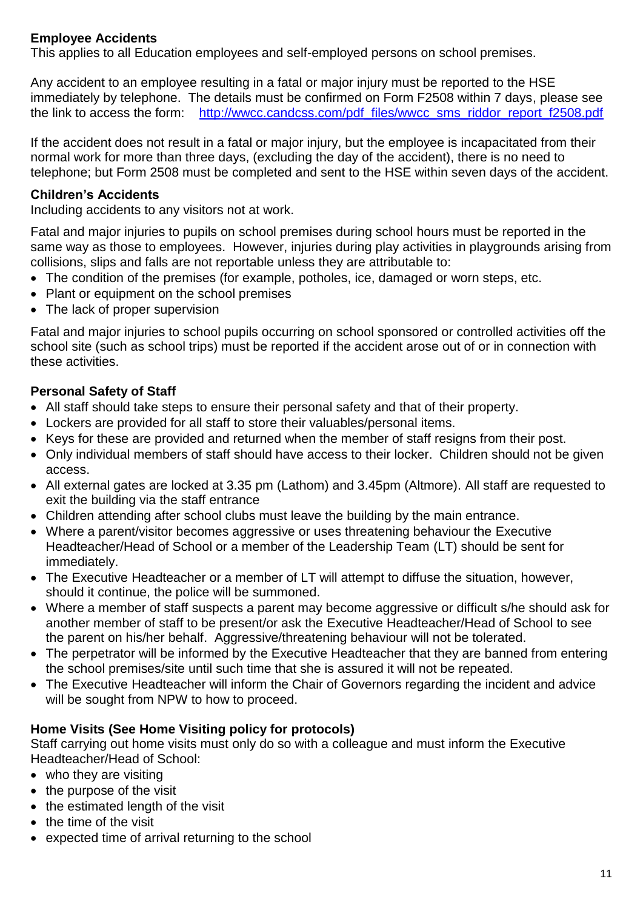**Employee Accidents**
This applies to all Education employees and self-employed persons on school premises.

Any accident to an employee resulting in a fatal or major injury must be reported to the HSE immediately by telephone. The details must be confirmed on Form F2508 within 7 days, please see the link to access the form: [http://wwcc.candcss.com/pdf_files/wwcc_sms_riddor_report_f2508.pdf](http://wwcc.candcss.com/pdf_files/wwcc_sms_riddor_report_f2508.pdf)

If the accident does not result in a fatal or major injury, but the employee is incapacitated from their normal work for more than three days, (excluding the day of the accident), there is no need to telephone; but Form 2508 must be completed and sent to the HSE within seven days of the accident.

**Children's Accidents**
Including accidents to any visitors not at work.

Fatal and major injuries to pupils on school premises during school hours must be reported in the same way as those to employees. However, injuries during play activities in playgrounds arising from collisions, slips and falls are not reportable unless they are attributable to:

- The condition of the premises (for example, potholes, ice, damaged or worn steps, etc.
- Plant or equipment on the school premises
- The lack of proper supervision

Fatal and major injuries to school pupils occurring on school sponsored or controlled activities off the school site (such as school trips) must be reported if the accident arose out of or in connection with these activities.

**Personal Safety of Staff**

- All staff should take steps to ensure their personal safety and that of their property.
- Lockers are provided for all staff to store their valuables/personal items.
- Keys for these are provided and returned when the member of staff resigns from their post.
- Only individual members of staff should have access to their locker. Children should not be given access.
- All external gates are locked at 3.35 pm (Lathom) and 3.45pm (Altmore). All staff are requested to exit the building via the staff entrance
- Children attending after school clubs must leave the building by the main entrance.
- Where a parent/visitor becomes aggressive or uses threatening behaviour the Executive Headteacher/Head of School or a member of the Leadership Team (LT) should be sent for immediately.
- The Executive Headteacher or a member of LT will attempt to diffuse the situation, however, should it continue, the police will be summoned.
- Where a member of staff suspects a parent may become aggressive or difficult s/he should ask for another member of staff to be present/or ask the Executive Headteacher/Head of School to see the parent on his/her behalf. Aggressive/threatening behaviour will not be tolerated.
- The perpetrator will be informed by the Executive Headteacher that they are banned from entering the school premises/site until such time that she is assured it will not be repeated.
- The Executive Headteacher will inform the Chair of Governors regarding the incident and advice will be sought from NPW to how to proceed.

**Home Visits (See Home Visiting policy for protocols)**
Staff carrying out home visits must only do so with a colleague and must inform the Executive Headteacher/Head of School:

- who they are visiting
- the purpose of the visit
- the estimated length of the visit
- the time of the visit
- expected time of arrival returning to the school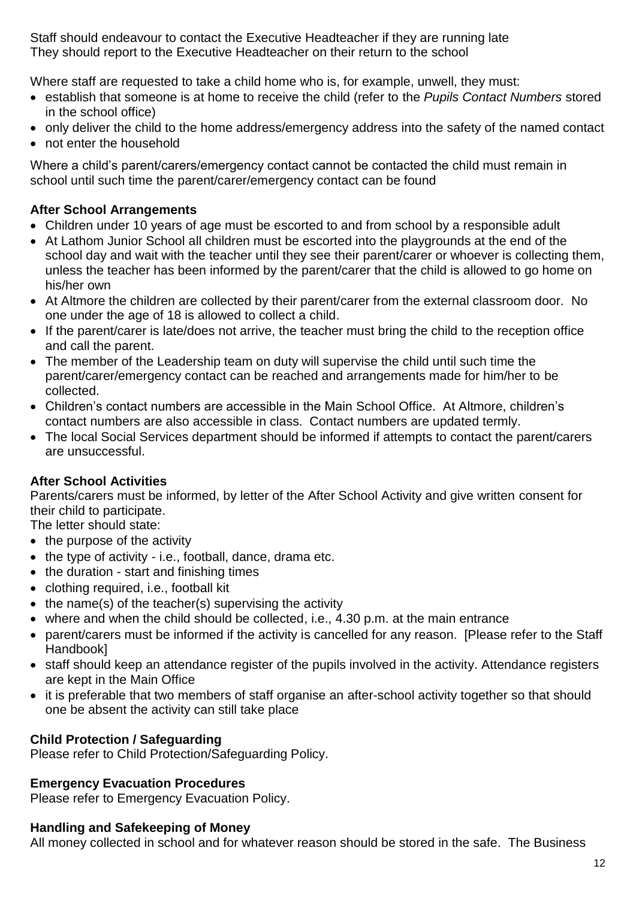Staff should endeavour to contact the Executive Headteacher if they are running late
They should report to the Executive Headteacher on their return to the school

Where staff are requested to take a child home who is, for example, unwell, they must:

- establish that someone is at home to receive the child (refer to the *Pupils Contact Numbers* stored in the school office)
- only deliver the child to the home address/emergency address into the safety of the named contact
- not enter the household

Where a child's parent/carers/emergency contact cannot be contacted the child must remain in school until such time the parent/carer/emergency contact can be found

**After School Arrangements**

- Children under 10 years of age must be escorted to and from school by a responsible adult
- At Lathom Junior School all children must be escorted into the playgrounds at the end of the school day and wait with the teacher until they see their parent/carer or whoever is collecting them, unless the teacher has been informed by the parent/carer that the child is allowed to go home on his/her own
- At Altmore the children are collected by their parent/carer from the external classroom door. No one under the age of 18 is allowed to collect a child.
- If the parent/carer is late/does not arrive, the teacher must bring the child to the reception office and call the parent.
- The member of the Leadership team on duty will supervise the child until such time the parent/carer/emergency contact can be reached and arrangements made for him/her to be collected.
- Children's contact numbers are accessible in the Main School Office. At Altmore, children's contact numbers are also accessible in class. Contact numbers are updated termly.
- The local Social Services department should be informed if attempts to contact the parent/carers are unsuccessful.

**After School Activities**

Parents/carers must be informed, by letter of the After School Activity and give written consent for their child to participate.
The letter should state:

- the purpose of the activity
- the type of activity - i.e., football, dance, drama etc.
- the duration - start and finishing times
- clothing required, i.e., football kit
- the name(s) of the teacher(s) supervising the activity
- where and when the child should be collected, i.e., 4.30 p.m. at the main entrance
- parent/carers must be informed if the activity is cancelled for any reason. [Please refer to the Staff Handbook]
- staff should keep an attendance register of the pupils involved in the activity. Attendance registers are kept in the Main Office
- it is preferable that two members of staff organise an after-school activity together so that should one be absent the activity can still take place

**Child Protection / Safeguarding**

Please refer to Child Protection/Safeguarding Policy.

**Emergency Evacuation Procedures**

Please refer to Emergency Evacuation Policy.

**Handling and Safekeeping of Money**

All money collected in school and for whatever reason should be stored in the safe. The Business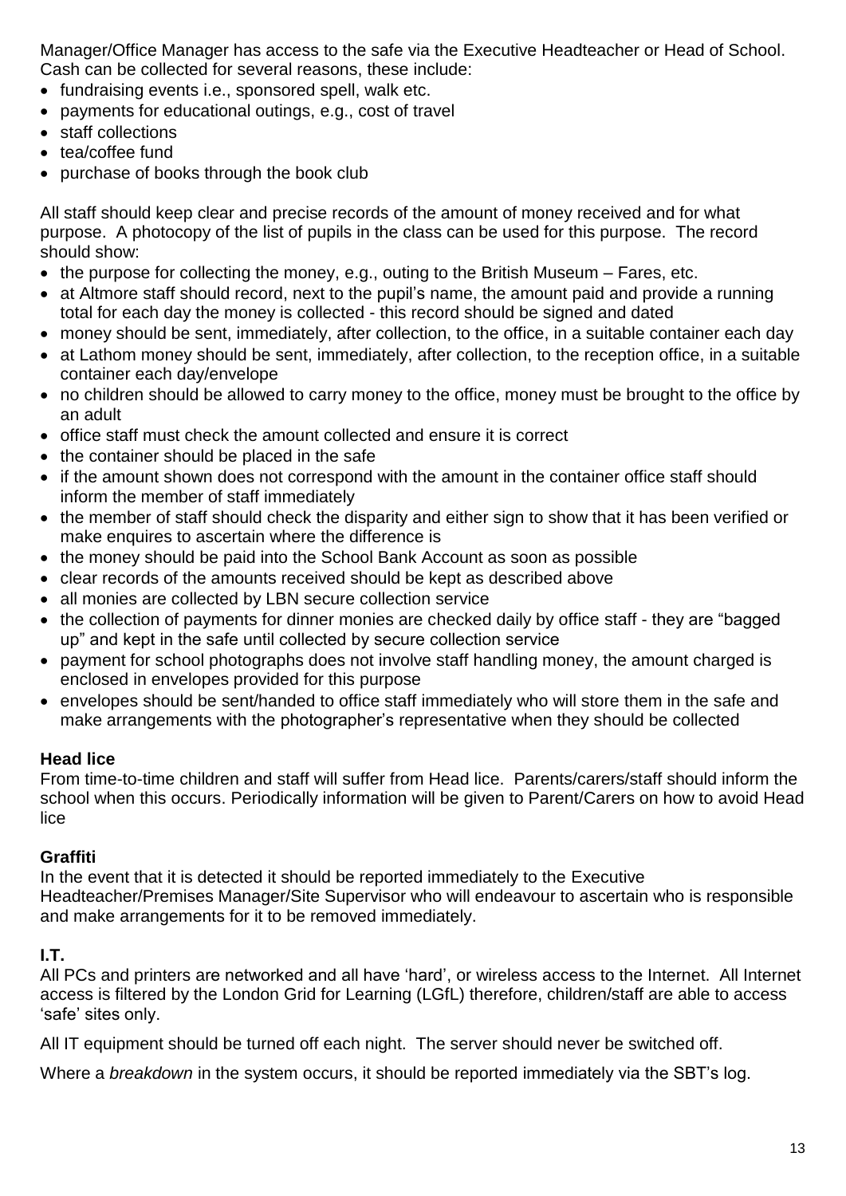Manager/Office Manager has access to the safe via the Executive Headteacher or Head of School. Cash can be collected for several reasons, these include:

- fundraising events i.e., sponsored spell, walk etc.
- payments for educational outings, e.g., cost of travel
- staff collections
- tea/coffee fund
- purchase of books through the book club

All staff should keep clear and precise records of the amount of money received and for what purpose. A photocopy of the list of pupils in the class can be used for this purpose. The record should show:

- the purpose for collecting the money, e.g., outing to the British Museum – Fares, etc.
- at Altmore staff should record, next to the pupil's name, the amount paid and provide a running total for each day the money is collected - this record should be signed and dated
- money should be sent, immediately, after collection, to the office, in a suitable container each day
- at Lathom money should be sent, immediately, after collection, to the reception office, in a suitable container each day/envelope
- no children should be allowed to carry money to the office, money must be brought to the office by an adult
- office staff must check the amount collected and ensure it is correct
- the container should be placed in the safe
- if the amount shown does not correspond with the amount in the container office staff should inform the member of staff immediately
- the member of staff should check the disparity and either sign to show that it has been verified or make enquires to ascertain where the difference is
- the money should be paid into the School Bank Account as soon as possible
- clear records of the amounts received should be kept as described above
- all monies are collected by LBN secure collection service
- the collection of payments for dinner monies are checked daily by office staff - they are "bagged up" and kept in the safe until collected by secure collection service
- payment for school photographs does not involve staff handling money, the amount charged is enclosed in envelopes provided for this purpose
- envelopes should be sent/handed to office staff immediately who will store them in the safe and make arrangements with the photographer's representative when they should be collected

**Head lice**

From time-to-time children and staff will suffer from Head lice. Parents/carers/staff should inform the school when this occurs. Periodically information will be given to Parent/Carers on how to avoid Head lice

**Graffiti**

In the event that it is detected it should be reported immediately to the Executive Headteacher/Premises Manager/Site Supervisor who will endeavour to ascertain who is responsible and make arrangements for it to be removed immediately.

**I.T.**

All PCs and printers are networked and all have 'hard', or wireless access to the Internet. All Internet access is filtered by the London Grid for Learning (LGfL) therefore, children/staff are able to access 'safe' sites only.

All IT equipment should be turned off each night. The server should never be switched off.

Where a *breakdown* in the system occurs, it should be reported immediately via the SBT's log.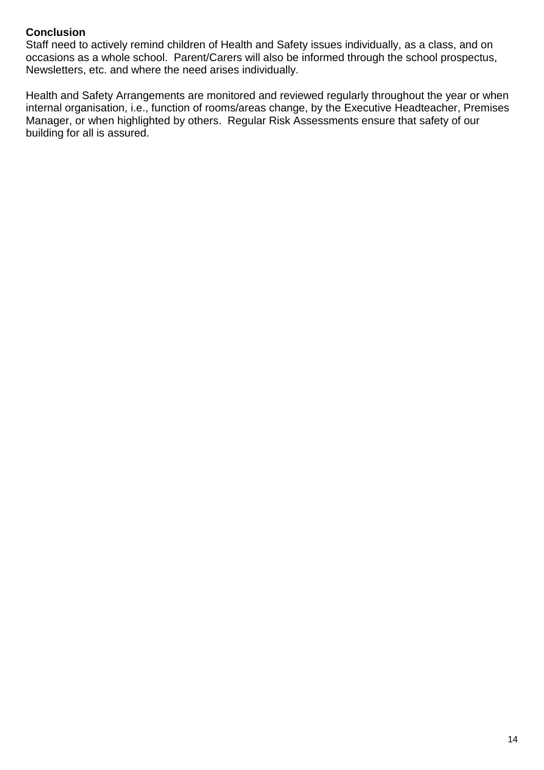**Conclusion**

Staff need to actively remind children of Health and Safety issues individually, as a class, and on occasions as a whole school. Parent/Carers will also be informed through the school prospectus, Newsletters, etc. and where the need arises individually.

Health and Safety Arrangements are monitored and reviewed regularly throughout the year or when internal organisation, i.e., function of rooms/areas change, by the Executive Headteacher, Premises Manager, or when highlighted by others. Regular Risk Assessments ensure that safety of our building for all is assured.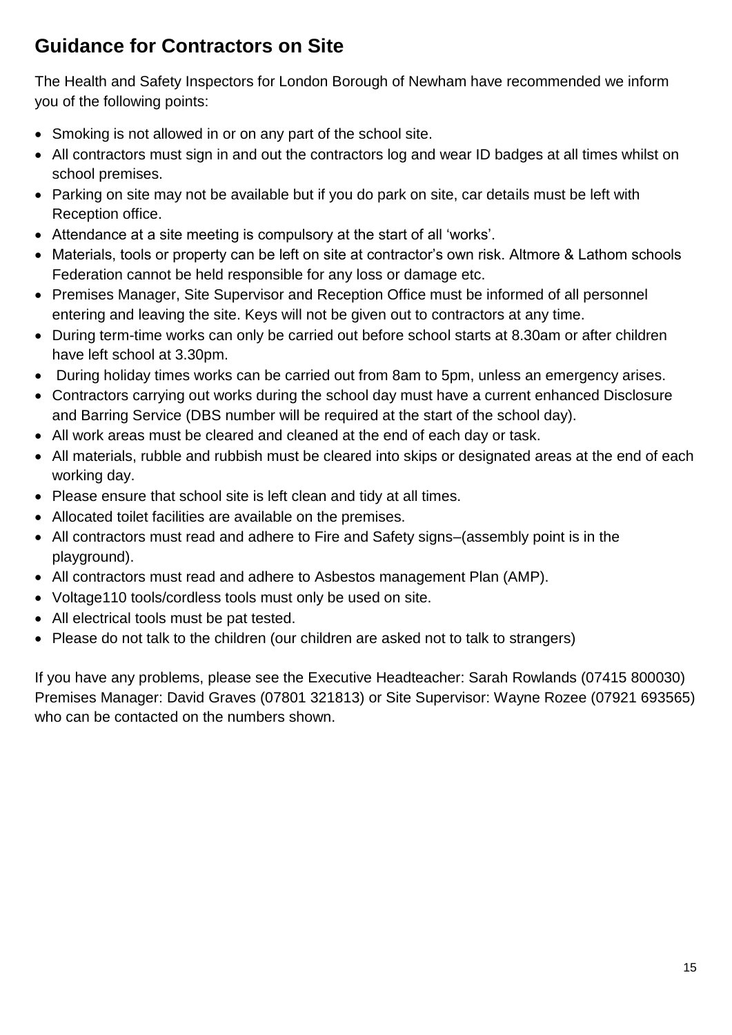## Guidance for Contractors on Site

The Health and Safety Inspectors for London Borough of Newham have recommended we inform you of the following points:

- Smoking is not allowed in or on any part of the school site.
- All contractors must sign in and out the contractors log and wear ID badges at all times whilst on school premises.
- Parking on site may not be available but if you do park on site, car details must be left with Reception office.
- Attendance at a site meeting is compulsory at the start of all 'works'.
- Materials, tools or property can be left on site at contractor's own risk. Altmore & Lathom schools Federation cannot be held responsible for any loss or damage etc.
- Premises Manager, Site Supervisor and Reception Office must be informed of all personnel entering and leaving the site. Keys will not be given out to contractors at any time.
- During term-time works can only be carried out before school starts at 8.30am or after children have left school at 3.30pm.
- During holiday times works can be carried out from 8am to 5pm, unless an emergency arises.
- Contractors carrying out works during the school day must have a current enhanced Disclosure and Barring Service (DBS number will be required at the start of the school day).
- All work areas must be cleared and cleaned at the end of each day or task.
- All materials, rubble and rubbish must be cleared into skips or designated areas at the end of each working day.
- Please ensure that school site is left clean and tidy at all times.
- Allocated toilet facilities are available on the premises.
- All contractors must read and adhere to Fire and Safety signs–(assembly point is in the playground).
- All contractors must read and adhere to Asbestos management Plan (AMP).
- Voltage110 tools/cordless tools must only be used on site.
- All electrical tools must be pat tested.
- Please do not talk to the children (our children are asked not to talk to strangers)

If you have any problems, please see the Executive Headteacher: Sarah Rowlands (07415 800030) Premises Manager: David Graves (07801 321813) or Site Supervisor: Wayne Rozee (07921 693565) who can be contacted on the numbers shown.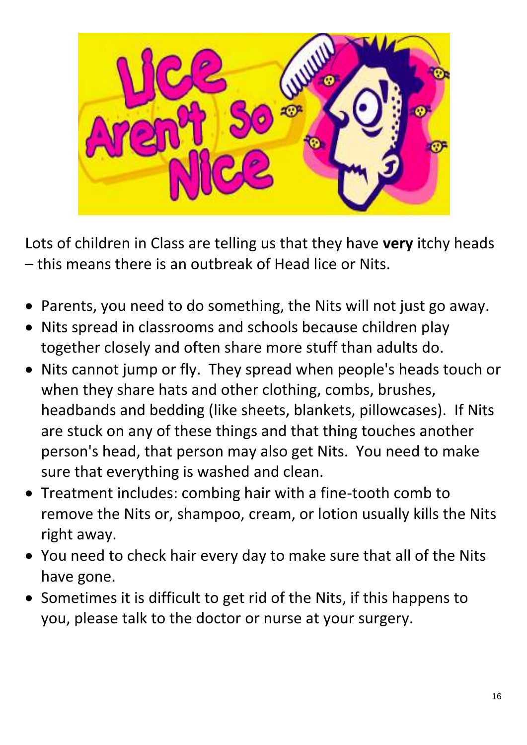Lots of children in Class are telling us that they have **very** itchy heads – this means there is an outbreak of Head lice or Nits.

- Parents, you need to do something, the Nits will not just go away.
- Nits spread in classrooms and schools because children play together closely and often share more stuff than adults do.
- Nits cannot jump or fly. They spread when people's heads touch or when they share hats and other clothing, combs, brushes, headbands and bedding (like sheets, blankets, pillowcases). If Nits are stuck on any of these things and that thing touches another person's head, that person may also get Nits. You need to make sure that everything is washed and clean.
- Treatment includes: combing hair with a fine-tooth comb to remove the Nits or, shampoo, cream, or lotion usually kills the Nits right away.
- You need to check hair every day to make sure that all of the Nits have gone.
- Sometimes it is difficult to get rid of the Nits, if this happens to you, please talk to the doctor or nurse at your surgery.